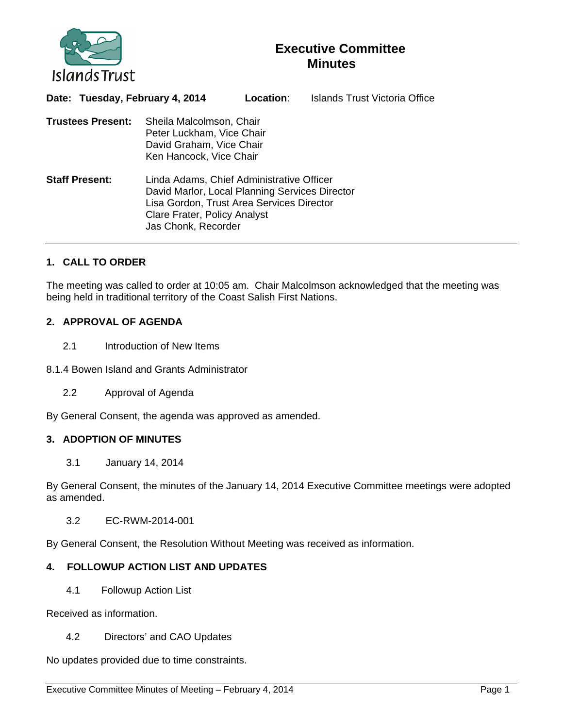# Executive Committee Minutes

**Date: Tuesday, February 4, 2014** **Location**: Islands Trust Victoria Office

**Trustees Present:**
Sheila Malcolmson, Chair
Peter Luckham, Vice Chair
David Graham, Vice Chair
Ken Hancock, Vice Chair

**Staff Present:**
Linda Adams, Chief Administrative Officer
David Marlor, Local Planning Services Director
Lisa Gordon, Trust Area Services Director
Clare Frater, Policy Analyst
Jas Chonk, Recorder

---

### 1. CALL TO ORDER

The meeting was called to order at 10:05 am. Chair Malcolmson acknowledged that the meeting was being held in traditional territory of the Coast Salish First Nations.

### 2. APPROVAL OF AGENDA

2.1 Introduction of New Items

8.1.4 Bowen Island and Grants Administrator

2.2 Approval of Agenda

By General Consent, the agenda was approved as amended.

### 3. ADOPTION OF MINUTES

3.1 January 14, 2014

By General Consent, the minutes of the January 14, 2014 Executive Committee meetings were adopted as amended.

3.2 EC-RWM-2014-001

By General Consent, the Resolution Without Meeting was received as information.

### 4. FOLLOWUP ACTION LIST AND UPDATES

4.1 Followup Action List

Received as information.

4.2 Directors' and CAO Updates

No updates provided due to time constraints.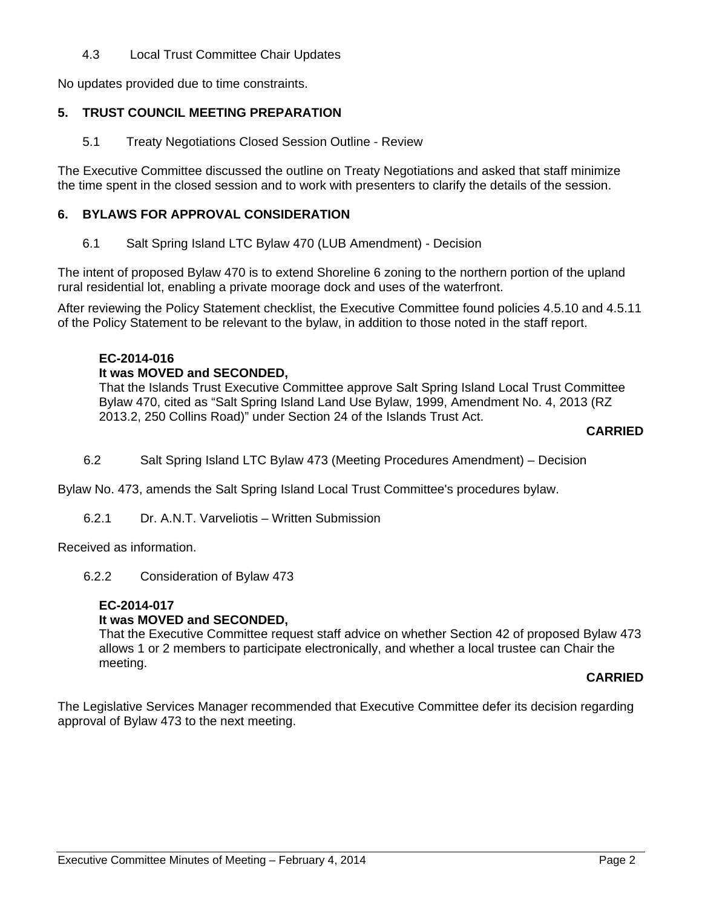### 4.3 Local Trust Committee Chair Updates

No updates provided due to time constraints.

## 5. TRUST COUNCIL MEETING PREPARATION

### 5.1 Treaty Negotiations Closed Session Outline - Review

The Executive Committee discussed the outline on Treaty Negotiations and asked that staff minimize the time spent in the closed session and to work with presenters to clarify the details of the session.

## 6. BYLAWS FOR APPROVAL CONSIDERATION

### 6.1 Salt Spring Island LTC Bylaw 470 (LUB Amendment) - Decision

The intent of proposed Bylaw 470 is to extend Shoreline 6 zoning to the northern portion of the upland rural residential lot, enabling a private moorage dock and uses of the waterfront.

After reviewing the Policy Statement checklist, the Executive Committee found policies 4.5.10 and 4.5.11 of the Policy Statement to be relevant to the bylaw, in addition to those noted in the staff report.

> **EC-2014-016**
> **It was MOVED and SECONDED,**
> That the Islands Trust Executive Committee approve Salt Spring Island Local Trust Committee Bylaw 470, cited as "Salt Spring Island Land Use Bylaw, 1999, Amendment No. 4, 2013 (RZ 2013.2, 250 Collins Road)" under Section 24 of the Islands Trust Act.
>
> **CARRIED**

### 6.2 Salt Spring Island LTC Bylaw 473 (Meeting Procedures Amendment) – Decision

Bylaw No. 473, amends the Salt Spring Island Local Trust Committee's procedures bylaw.

#### 6.2.1 Dr. A.N.T. Varveliotis – Written Submission

Received as information.

#### 6.2.2 Consideration of Bylaw 473

> **EC-2014-017**
> **It was MOVED and SECONDED,**
> That the Executive Committee request staff advice on whether Section 42 of proposed Bylaw 473 allows 1 or 2 members to participate electronically, and whether a local trustee can Chair the meeting.
>
> **CARRIED**

The Legislative Services Manager recommended that Executive Committee defer its decision regarding approval of Bylaw 473 to the next meeting.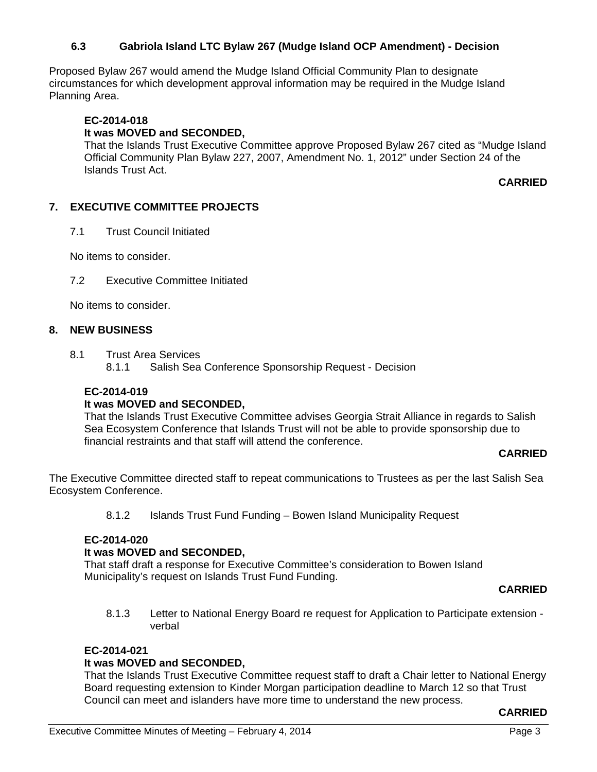### 6.3 Gabriola Island LTC Bylaw 267 (Mudge Island OCP Amendment) - Decision

Proposed Bylaw 267 would amend the Mudge Island Official Community Plan to designate circumstances for which development approval information may be required in the Mudge Island Planning Area.

**EC-2014-018**
**It was MOVED and SECONDED,**
That the Islands Trust Executive Committee approve Proposed Bylaw 267 cited as "Mudge Island Official Community Plan Bylaw 227, 2007, Amendment No. 1, 2012" under Section 24 of the Islands Trust Act.

**CARRIED**

## 7. EXECUTIVE COMMITTEE PROJECTS

7.1 Trust Council Initiated

No items to consider.

7.2 Executive Committee Initiated

No items to consider.

## 8. NEW BUSINESS

8.1 Trust Area Services
8.1.1 Salish Sea Conference Sponsorship Request - Decision

**EC-2014-019**
**It was MOVED and SECONDED,**
That the Islands Trust Executive Committee advises Georgia Strait Alliance in regards to Salish Sea Ecosystem Conference that Islands Trust will not be able to provide sponsorship due to financial restraints and that staff will attend the conference.

**CARRIED**

The Executive Committee directed staff to repeat communications to Trustees as per the last Salish Sea Ecosystem Conference.

8.1.2 Islands Trust Fund Funding – Bowen Island Municipality Request

**EC-2014-020**
**It was MOVED and SECONDED,**
That staff draft a response for Executive Committee's consideration to Bowen Island Municipality's request on Islands Trust Fund Funding.

**CARRIED**

8.1.3 Letter to National Energy Board re request for Application to Participate extension - verbal

**EC-2014-021**
**It was MOVED and SECONDED,**
That the Islands Trust Executive Committee request staff to draft a Chair letter to National Energy Board requesting extension to Kinder Morgan participation deadline to March 12 so that Trust Council can meet and islanders have more time to understand the new process.

**CARRIED**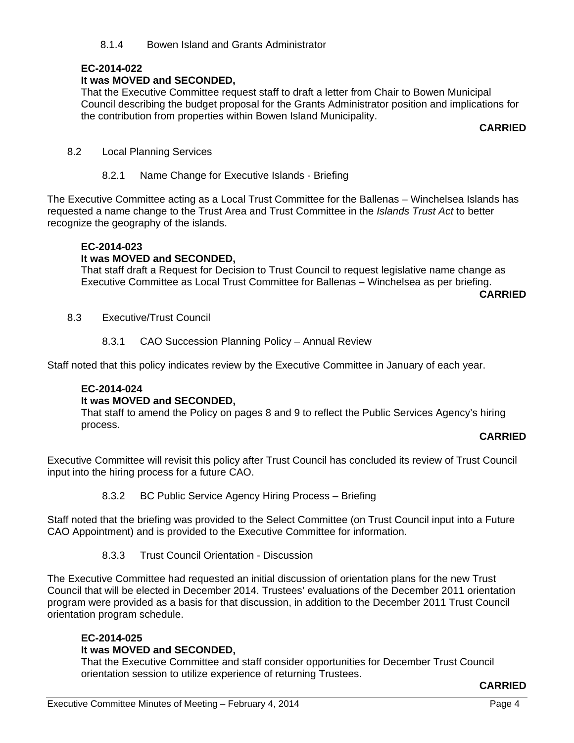8.1.4 Bowen Island and Grants Administrator

**EC-2014-022**
**It was MOVED and SECONDED,**
That the Executive Committee request staff to draft a letter from Chair to Bowen Municipal Council describing the budget proposal for the Grants Administrator position and implications for the contribution from properties within Bowen Island Municipality.

**CARRIED**

8.2 Local Planning Services

8.2.1 Name Change for Executive Islands - Briefing

The Executive Committee acting as a Local Trust Committee for the Ballenas – Winchelsea Islands has requested a name change to the Trust Area and Trust Committee in the *Islands Trust Act* to better recognize the geography of the islands.

**EC-2014-023**
**It was MOVED and SECONDED,**
That staff draft a Request for Decision to Trust Council to request legislative name change as Executive Committee as Local Trust Committee for Ballenas – Winchelsea as per briefing.

**CARRIED**

8.3 Executive/Trust Council

8.3.1 CAO Succession Planning Policy – Annual Review

Staff noted that this policy indicates review by the Executive Committee in January of each year.

**EC-2014-024**
**It was MOVED and SECONDED,**
That staff to amend the Policy on pages 8 and 9 to reflect the Public Services Agency's hiring process.

**CARRIED**

Executive Committee will revisit this policy after Trust Council has concluded its review of Trust Council input into the hiring process for a future CAO.

8.3.2 BC Public Service Agency Hiring Process – Briefing

Staff noted that the briefing was provided to the Select Committee (on Trust Council input into a Future CAO Appointment) and is provided to the Executive Committee for information.

8.3.3 Trust Council Orientation - Discussion

The Executive Committee had requested an initial discussion of orientation plans for the new Trust Council that will be elected in December 2014. Trustees' evaluations of the December 2011 orientation program were provided as a basis for that discussion, in addition to the December 2011 Trust Council orientation program schedule.

**EC-2014-025**
**It was MOVED and SECONDED,**
That the Executive Committee and staff consider opportunities for December Trust Council orientation session to utilize experience of returning Trustees.

**CARRIED**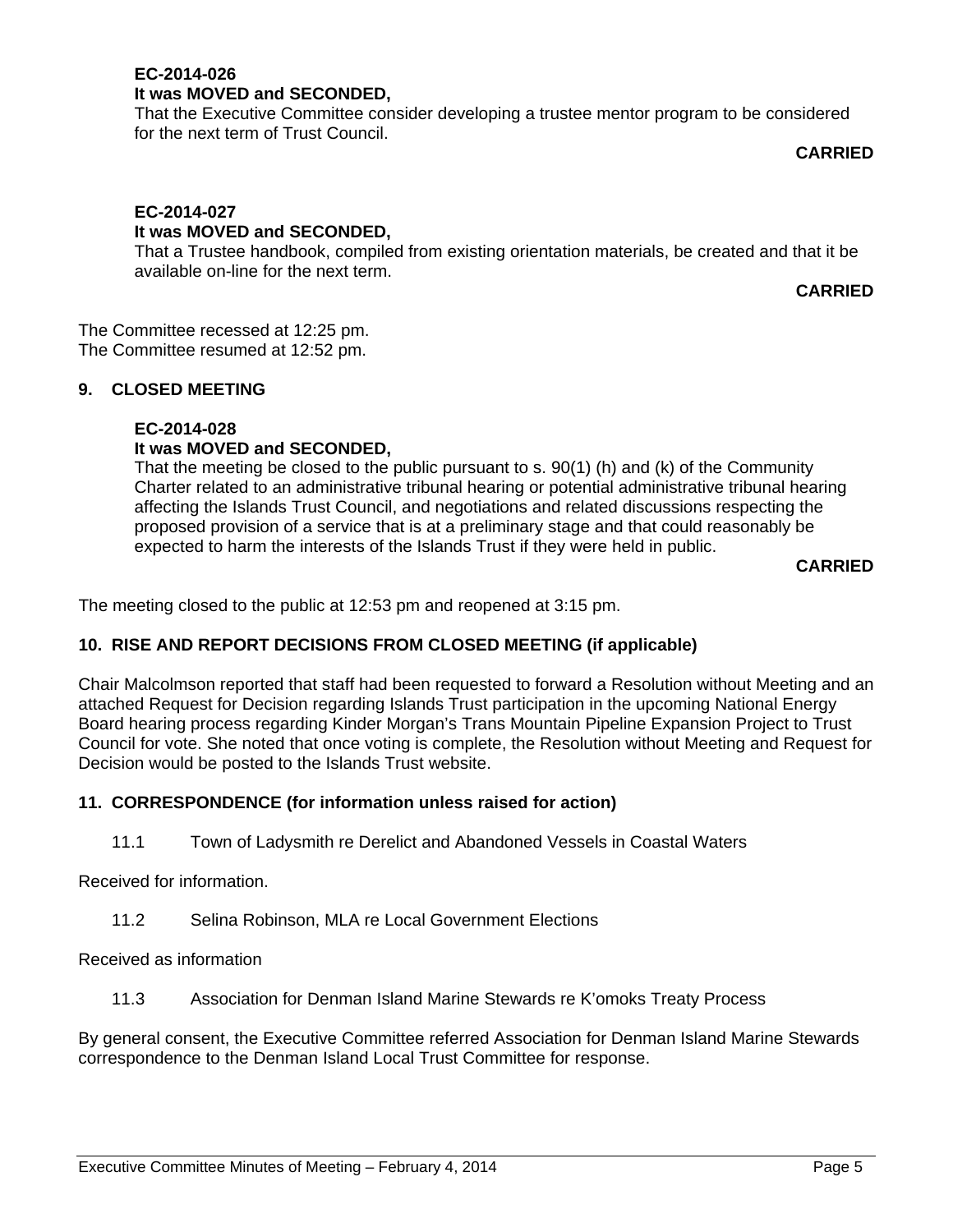**EC-2014-026**
**It was MOVED and SECONDED,**
That the Executive Committee consider developing a trustee mentor program to be considered for the next term of Trust Council.

**CARRIED**

**EC-2014-027**
**It was MOVED and SECONDED,**
That a Trustee handbook, compiled from existing orientation materials, be created and that it be available on-line for the next term.

**CARRIED**

The Committee recessed at 12:25 pm.
The Committee resumed at 12:52 pm.

## 9. CLOSED MEETING

**EC-2014-028**
**It was MOVED and SECONDED,**
That the meeting be closed to the public pursuant to s. 90(1) (h) and (k) of the Community Charter related to an administrative tribunal hearing or potential administrative tribunal hearing affecting the Islands Trust Council, and negotiations and related discussions respecting the proposed provision of a service that is at a preliminary stage and that could reasonably be expected to harm the interests of the Islands Trust if they were held in public.

**CARRIED**

The meeting closed to the public at 12:53 pm and reopened at 3:15 pm.

## 10. RISE AND REPORT DECISIONS FROM CLOSED MEETING (if applicable)

Chair Malcolmson reported that staff had been requested to forward a Resolution without Meeting and an attached Request for Decision regarding Islands Trust participation in the upcoming National Energy Board hearing process regarding Kinder Morgan's Trans Mountain Pipeline Expansion Project to Trust Council for vote. She noted that once voting is complete, the Resolution without Meeting and Request for Decision would be posted to the Islands Trust website.

## 11. CORRESPONDENCE (for information unless raised for action)

11.1 Town of Ladysmith re Derelict and Abandoned Vessels in Coastal Waters

Received for information.

11.2 Selina Robinson, MLA re Local Government Elections

Received as information

11.3 Association for Denman Island Marine Stewards re K'omoks Treaty Process

By general consent, the Executive Committee referred Association for Denman Island Marine Stewards correspondence to the Denman Island Local Trust Committee for response.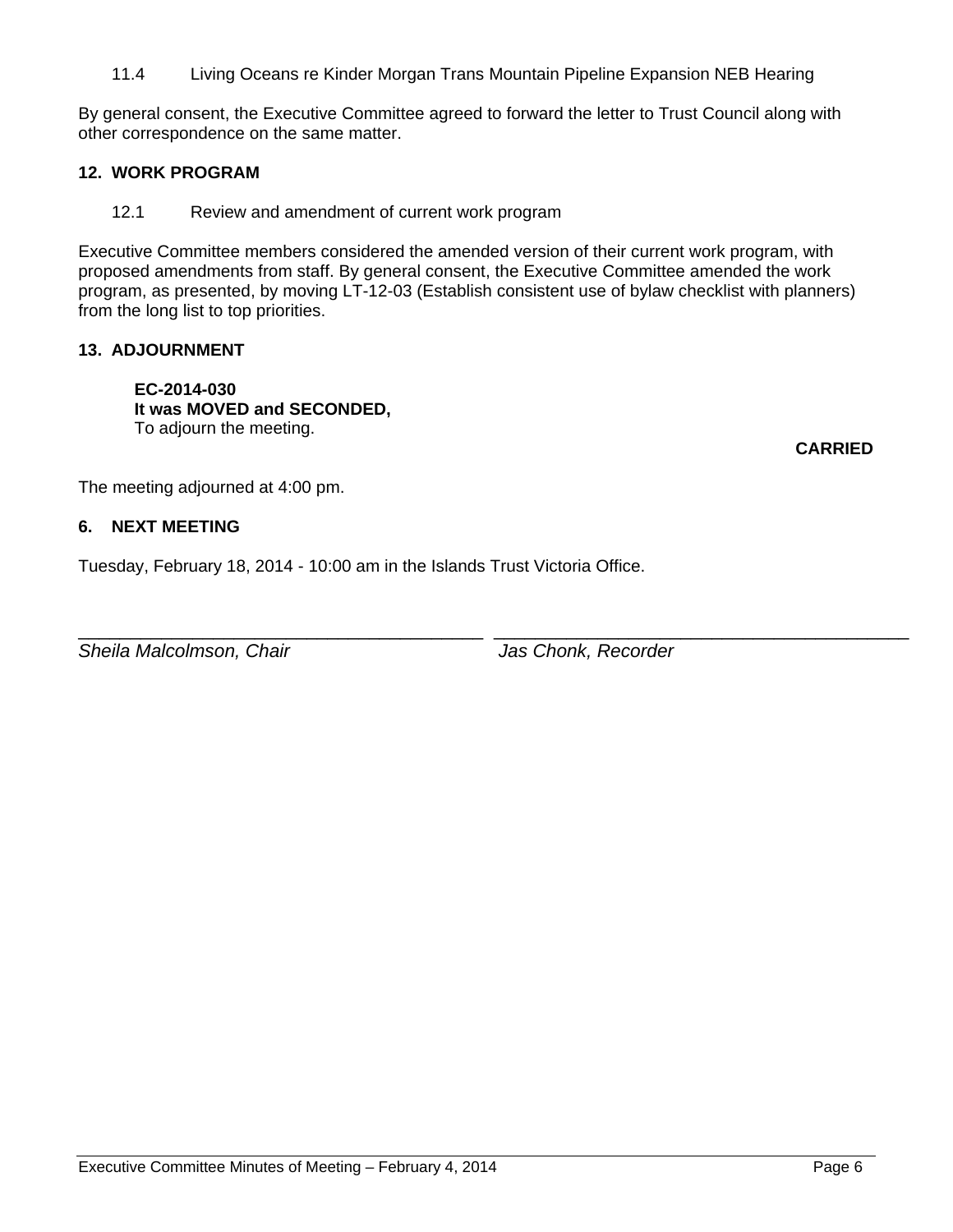11.4 Living Oceans re Kinder Morgan Trans Mountain Pipeline Expansion NEB Hearing

By general consent, the Executive Committee agreed to forward the letter to Trust Council along with other correspondence on the same matter.

## 12. WORK PROGRAM

12.1 Review and amendment of current work program

Executive Committee members considered the amended version of their current work program, with proposed amendments from staff. By general consent, the Executive Committee amended the work program, as presented, by moving LT-12-03 (Establish consistent use of bylaw checklist with planners) from the long list to top priorities.

## 13. ADJOURNMENT

**EC-2014-030**
**It was MOVED and SECONDED,**
To adjourn the meeting.

**CARRIED**

The meeting adjourned at 4:00 pm.

## 6. NEXT MEETING

Tuesday, February 18, 2014 - 10:00 am in the Islands Trust Victoria Office.

\_\_\_\_\_\_\_\_\_\_\_\_\_\_\_\_\_\_\_\_\_\_\_\_\_\_\_\_\_\_\_\_\_\_\_\_\_\_\_\_ \_\_\_\_\_\_\_\_\_\_\_\_\_\_\_\_\_\_\_\_\_\_\_\_\_\_\_\_\_\_\_\_\_\_\_\_\_\_\_\_

*Sheila Malcolmson, Chair* *Jas Chonk, Recorder*